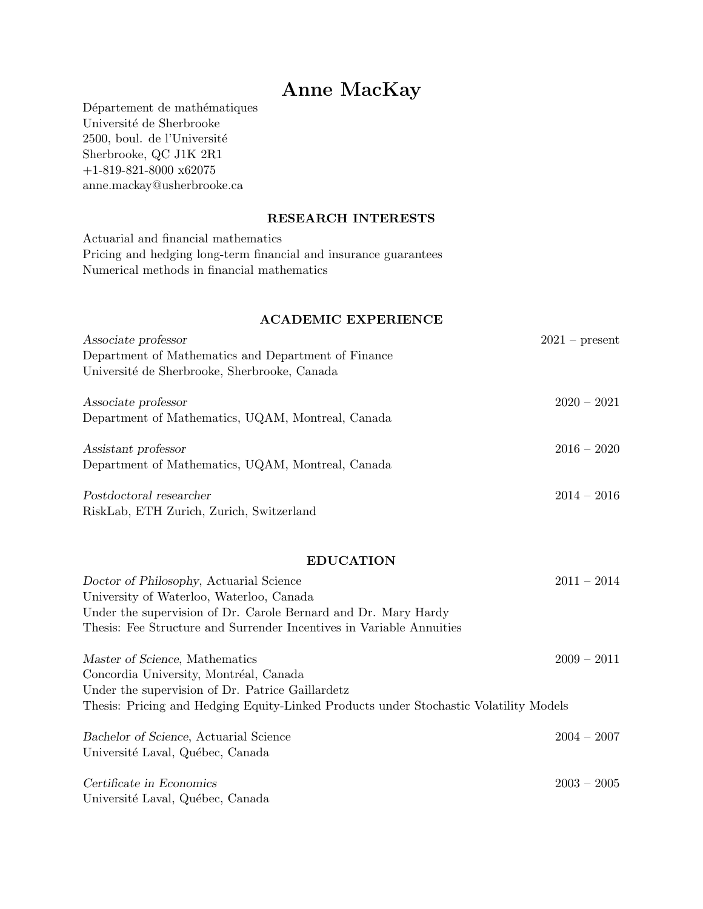# Anne MacKay

Département de mathématiques
Université de Sherbrooke
2500, boul. de l'Université
Sherbrooke, QC J1K 2R1
+1-819-821-8000 x62075
anne.mackay@usherbrooke.ca

## RESEARCH INTERESTS

Actuarial and financial mathematics
Pricing and hedging long-term financial and insurance guarantees
Numerical methods in financial mathematics

## ACADEMIC EXPERIENCE

*Associate professor* — 2021 – present
Department of Mathematics and Department of Finance
Université de Sherbrooke, Sherbrooke, Canada

*Associate professor* — 2020 – 2021
Department of Mathematics, UQAM, Montreal, Canada

*Assistant professor* — 2016 – 2020
Department of Mathematics, UQAM, Montreal, Canada

*Postdoctoral researcher* — 2014 – 2016
RiskLab, ETH Zurich, Zurich, Switzerland

## EDUCATION

*Doctor of Philosophy*, Actuarial Science — 2011 – 2014
University of Waterloo, Waterloo, Canada
Under the supervision of Dr. Carole Bernard and Dr. Mary Hardy
Thesis: Fee Structure and Surrender Incentives in Variable Annuities

*Master of Science*, Mathematics — 2009 – 2011
Concordia University, Montréal, Canada
Under the supervision of Dr. Patrice Gaillardetz
Thesis: Pricing and Hedging Equity-Linked Products under Stochastic Volatility Models

*Bachelor of Science*, Actuarial Science — 2004 – 2007
Université Laval, Québec, Canada

*Certificate in Economics* — 2003 – 2005
Université Laval, Québec, Canada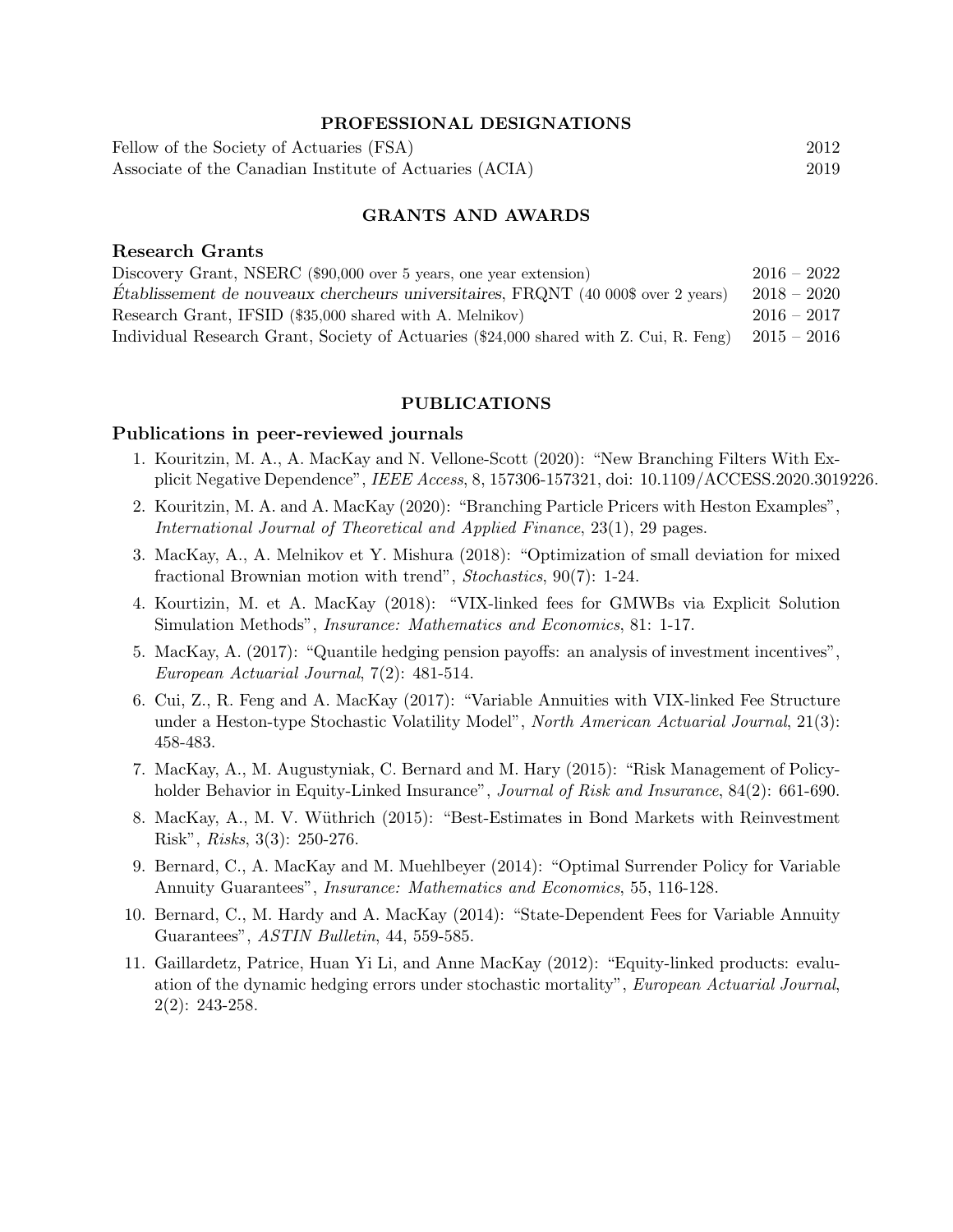## PROFESSIONAL DESIGNATIONS

| | |
|---|---|
| Fellow of the Society of Actuaries (FSA) | 2012 |
| Associate of the Canadian Institute of Actuaries (ACIA) | 2019 |

## GRANTS AND AWARDS

### Research Grants

| | |
|---|---|
| Discovery Grant, NSERC ($90,000 over 5 years, one year extension) | 2016 – 2022 |
| *Établissement de nouveaux chercheurs universitaires*, FRQNT (40 000$ over 2 years) | 2018 – 2020 |
| Research Grant, IFSID ($35,000 shared with A. Melnikov) | 2016 – 2017 |
| Individual Research Grant, Society of Actuaries ($24,000 shared with Z. Cui, R. Feng) | 2015 – 2016 |

## PUBLICATIONS

### Publications in peer-reviewed journals

1. Kouritzin, M. A., A. MacKay and N. Vellone-Scott (2020): "New Branching Filters With Explicit Negative Dependence", *IEEE Access*, 8, 157306-157321, doi: 10.1109/ACCESS.2020.3019226.
2. Kouritzin, M. A. and A. MacKay (2020): "Branching Particle Pricers with Heston Examples", *International Journal of Theoretical and Applied Finance*, 23(1), 29 pages.
3. MacKay, A., A. Melnikov et Y. Mishura (2018): "Optimization of small deviation for mixed fractional Brownian motion with trend", *Stochastics*, 90(7): 1-24.
4. Kourtizin, M. et A. MacKay (2018): "VIX-linked fees for GMWBs via Explicit Solution Simulation Methods", *Insurance: Mathematics and Economics*, 81: 1-17.
5. MacKay, A. (2017): "Quantile hedging pension payoffs: an analysis of investment incentives", *European Actuarial Journal*, 7(2): 481-514.
6. Cui, Z., R. Feng and A. MacKay (2017): "Variable Annuities with VIX-linked Fee Structure under a Heston-type Stochastic Volatility Model", *North American Actuarial Journal*, 21(3): 458-483.
7. MacKay, A., M. Augustyniak, C. Bernard and M. Hary (2015): "Risk Management of Policyholder Behavior in Equity-Linked Insurance", *Journal of Risk and Insurance*, 84(2): 661-690.
8. MacKay, A., M. V. Wüthrich (2015): "Best-Estimates in Bond Markets with Reinvestment Risk", *Risks*, 3(3): 250-276.
9. Bernard, C., A. MacKay and M. Muehlbeyer (2014): "Optimal Surrender Policy for Variable Annuity Guarantees", *Insurance: Mathematics and Economics*, 55, 116-128.
10. Bernard, C., M. Hardy and A. MacKay (2014): "State-Dependent Fees for Variable Annuity Guarantees", *ASTIN Bulletin*, 44, 559-585.
11. Gaillardetz, Patrice, Huan Yi Li, and Anne MacKay (2012): "Equity-linked products: evaluation of the dynamic hedging errors under stochastic mortality", *European Actuarial Journal*, 2(2): 243-258.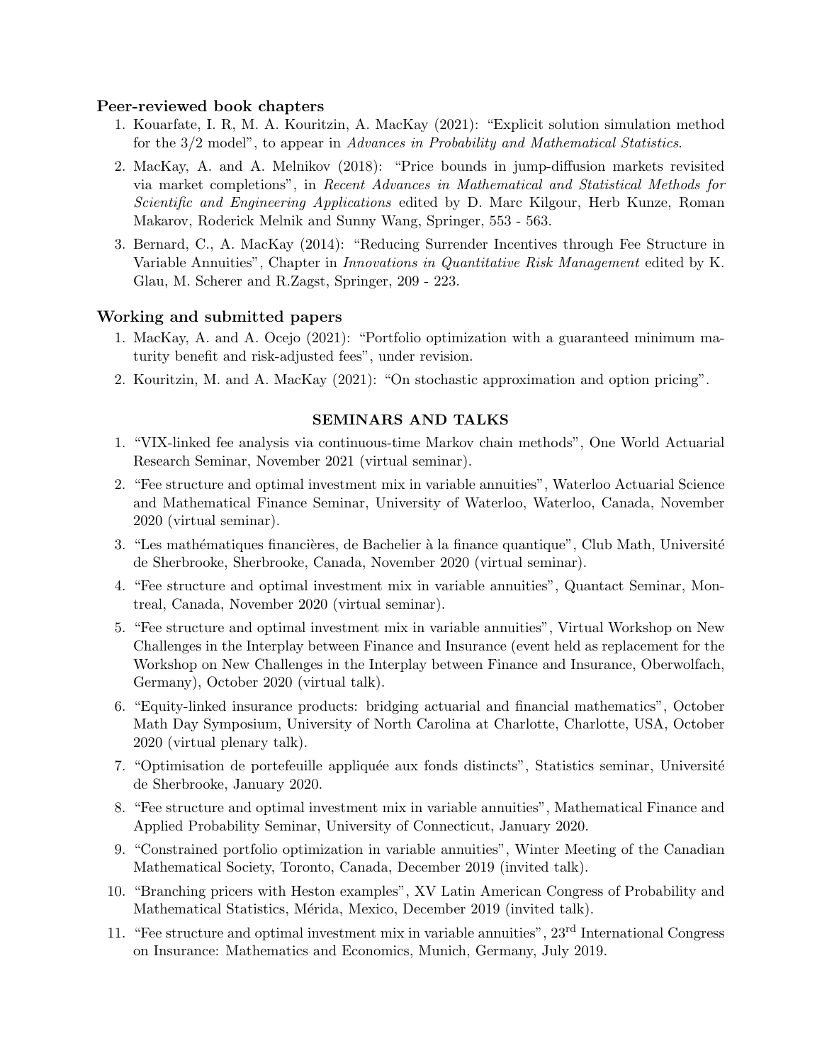### Peer-reviewed book chapters

1. Kouarfate, I. R, M. A. Kouritzin, A. MacKay (2021): "Explicit solution simulation method for the 3/2 model", to appear in *Advances in Probability and Mathematical Statistics*.
2. MacKay, A. and A. Melnikov (2018): "Price bounds in jump-diffusion markets revisited via market completions", in *Recent Advances in Mathematical and Statistical Methods for Scientific and Engineering Applications* edited by D. Marc Kilgour, Herb Kunze, Roman Makarov, Roderick Melnik and Sunny Wang, Springer, 553 - 563.
3. Bernard, C., A. MacKay (2014): "Reducing Surrender Incentives through Fee Structure in Variable Annuities", Chapter in *Innovations in Quantitative Risk Management* edited by K. Glau, M. Scherer and R.Zagst, Springer, 209 - 223.

### Working and submitted papers

1. MacKay, A. and A. Ocejo (2021): "Portfolio optimization with a guaranteed minimum maturity benefit and risk-adjusted fees", under revision.
2. Kouritzin, M. and A. MacKay (2021): "On stochastic approximation and option pricing".

## SEMINARS AND TALKS

1. "VIX-linked fee analysis via continuous-time Markov chain methods", One World Actuarial Research Seminar, November 2021 (virtual seminar).
2. "Fee structure and optimal investment mix in variable annuities", Waterloo Actuarial Science and Mathematical Finance Seminar, University of Waterloo, Waterloo, Canada, November 2020 (virtual seminar).
3. "Les mathématiques financières, de Bachelier à la finance quantique", Club Math, Université de Sherbrooke, Sherbrooke, Canada, November 2020 (virtual seminar).
4. "Fee structure and optimal investment mix in variable annuities", Quantact Seminar, Montreal, Canada, November 2020 (virtual seminar).
5. "Fee structure and optimal investment mix in variable annuities", Virtual Workshop on New Challenges in the Interplay between Finance and Insurance (event held as replacement for the Workshop on New Challenges in the Interplay between Finance and Insurance, Oberwolfach, Germany), October 2020 (virtual talk).
6. "Equity-linked insurance products: bridging actuarial and financial mathematics", October Math Day Symposium, University of North Carolina at Charlotte, Charlotte, USA, October 2020 (virtual plenary talk).
7. "Optimisation de portefeuille appliquée aux fonds distincts", Statistics seminar, Université de Sherbrooke, January 2020.
8. "Fee structure and optimal investment mix in variable annuities", Mathematical Finance and Applied Probability Seminar, University of Connecticut, January 2020.
9. "Constrained portfolio optimization in variable annuities", Winter Meeting of the Canadian Mathematical Society, Toronto, Canada, December 2019 (invited talk).
10. "Branching pricers with Heston examples", XV Latin American Congress of Probability and Mathematical Statistics, Mérida, Mexico, December 2019 (invited talk).
11. "Fee structure and optimal investment mix in variable annuities", 23rd International Congress on Insurance: Mathematics and Economics, Munich, Germany, July 2019.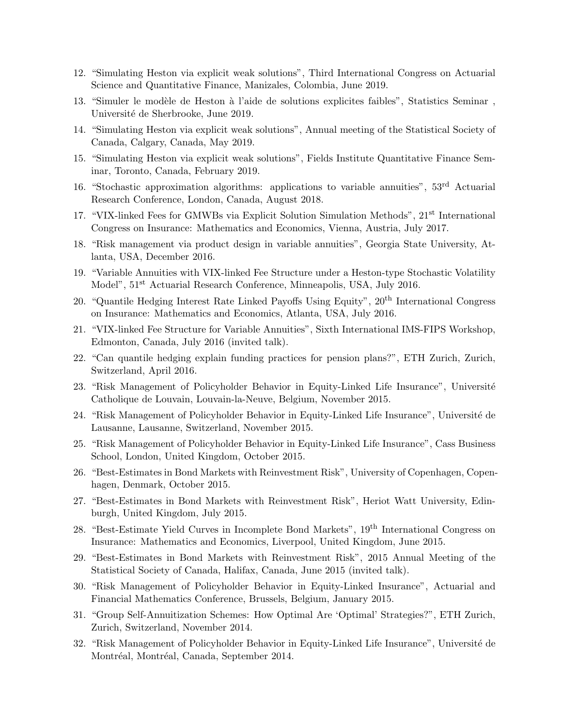12. "Simulating Heston via explicit weak solutions", Third International Congress on Actuarial Science and Quantitative Finance, Manizales, Colombia, June 2019.
13. "Simuler le modèle de Heston à l'aide de solutions explicites faibles", Statistics Seminar , Université de Sherbrooke, June 2019.
14. "Simulating Heston via explicit weak solutions", Annual meeting of the Statistical Society of Canada, Calgary, Canada, May 2019.
15. "Simulating Heston via explicit weak solutions", Fields Institute Quantitative Finance Seminar, Toronto, Canada, February 2019.
16. "Stochastic approximation algorithms: applications to variable annuities", 53rd Actuarial Research Conference, London, Canada, August 2018.
17. "VIX-linked Fees for GMWBs via Explicit Solution Simulation Methods", 21st International Congress on Insurance: Mathematics and Economics, Vienna, Austria, July 2017.
18. "Risk management via product design in variable annuities", Georgia State University, Atlanta, USA, December 2016.
19. "Variable Annuities with VIX-linked Fee Structure under a Heston-type Stochastic Volatility Model", 51st Actuarial Research Conference, Minneapolis, USA, July 2016.
20. "Quantile Hedging Interest Rate Linked Payoffs Using Equity", 20th International Congress on Insurance: Mathematics and Economics, Atlanta, USA, July 2016.
21. "VIX-linked Fee Structure for Variable Annuities", Sixth International IMS-FIPS Workshop, Edmonton, Canada, July 2016 (invited talk).
22. "Can quantile hedging explain funding practices for pension plans?", ETH Zurich, Zurich, Switzerland, April 2016.
23. "Risk Management of Policyholder Behavior in Equity-Linked Life Insurance", Université Catholique de Louvain, Louvain-la-Neuve, Belgium, November 2015.
24. "Risk Management of Policyholder Behavior in Equity-Linked Life Insurance", Université de Lausanne, Lausanne, Switzerland, November 2015.
25. "Risk Management of Policyholder Behavior in Equity-Linked Life Insurance", Cass Business School, London, United Kingdom, October 2015.
26. "Best-Estimates in Bond Markets with Reinvestment Risk", University of Copenhagen, Copenhagen, Denmark, October 2015.
27. "Best-Estimates in Bond Markets with Reinvestment Risk", Heriot Watt University, Edinburgh, United Kingdom, July 2015.
28. "Best-Estimate Yield Curves in Incomplete Bond Markets", 19th International Congress on Insurance: Mathematics and Economics, Liverpool, United Kingdom, June 2015.
29. "Best-Estimates in Bond Markets with Reinvestment Risk", 2015 Annual Meeting of the Statistical Society of Canada, Halifax, Canada, June 2015 (invited talk).
30. "Risk Management of Policyholder Behavior in Equity-Linked Insurance", Actuarial and Financial Mathematics Conference, Brussels, Belgium, January 2015.
31. "Group Self-Annuitization Schemes: How Optimal Are 'Optimal' Strategies?", ETH Zurich, Zurich, Switzerland, November 2014.
32. "Risk Management of Policyholder Behavior in Equity-Linked Life Insurance", Université de Montréal, Montréal, Canada, September 2014.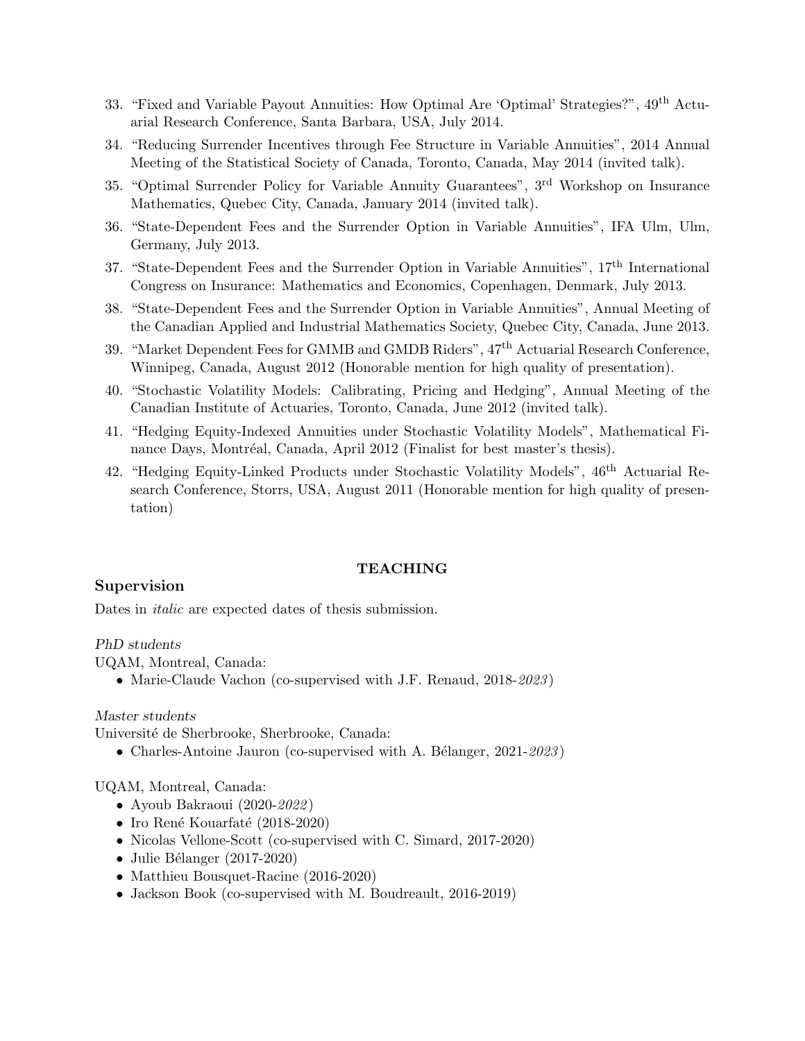33. "Fixed and Variable Payout Annuities: How Optimal Are 'Optimal' Strategies?", 49th Actuarial Research Conference, Santa Barbara, USA, July 2014.
34. "Reducing Surrender Incentives through Fee Structure in Variable Annuities", 2014 Annual Meeting of the Statistical Society of Canada, Toronto, Canada, May 2014 (invited talk).
35. "Optimal Surrender Policy for Variable Annuity Guarantees", 3rd Workshop on Insurance Mathematics, Quebec City, Canada, January 2014 (invited talk).
36. "State-Dependent Fees and the Surrender Option in Variable Annuities", IFA Ulm, Ulm, Germany, July 2013.
37. "State-Dependent Fees and the Surrender Option in Variable Annuities", 17th International Congress on Insurance: Mathematics and Economics, Copenhagen, Denmark, July 2013.
38. "State-Dependent Fees and the Surrender Option in Variable Annuities", Annual Meeting of the Canadian Applied and Industrial Mathematics Society, Quebec City, Canada, June 2013.
39. "Market Dependent Fees for GMMB and GMDB Riders", 47th Actuarial Research Conference, Winnipeg, Canada, August 2012 (Honorable mention for high quality of presentation).
40. "Stochastic Volatility Models: Calibrating, Pricing and Hedging", Annual Meeting of the Canadian Institute of Actuaries, Toronto, Canada, June 2012 (invited talk).
41. "Hedging Equity-Indexed Annuities under Stochastic Volatility Models", Mathematical Finance Days, Montréal, Canada, April 2012 (Finalist for best master's thesis).
42. "Hedging Equity-Linked Products under Stochastic Volatility Models", 46th Actuarial Research Conference, Storrs, USA, August 2011 (Honorable mention for high quality of presentation)

## TEACHING

### Supervision

Dates in *italic* are expected dates of thesis submission.

*PhD students*

UQAM, Montreal, Canada:

- Marie-Claude Vachon (co-supervised with J.F. Renaud, 2018-*2023*)

*Master students*

Université de Sherbrooke, Sherbrooke, Canada:

- Charles-Antoine Jauron (co-supervised with A. Bélanger, 2021-*2023*)

UQAM, Montreal, Canada:

- Ayoub Bakraoui (2020-*2022*)
- Iro René Kouarfaté (2018-2020)
- Nicolas Vellone-Scott (co-supervised with C. Simard, 2017-2020)
- Julie Bélanger (2017-2020)
- Matthieu Bousquet-Racine (2016-2020)
- Jackson Book (co-supervised with M. Boudreault, 2016-2019)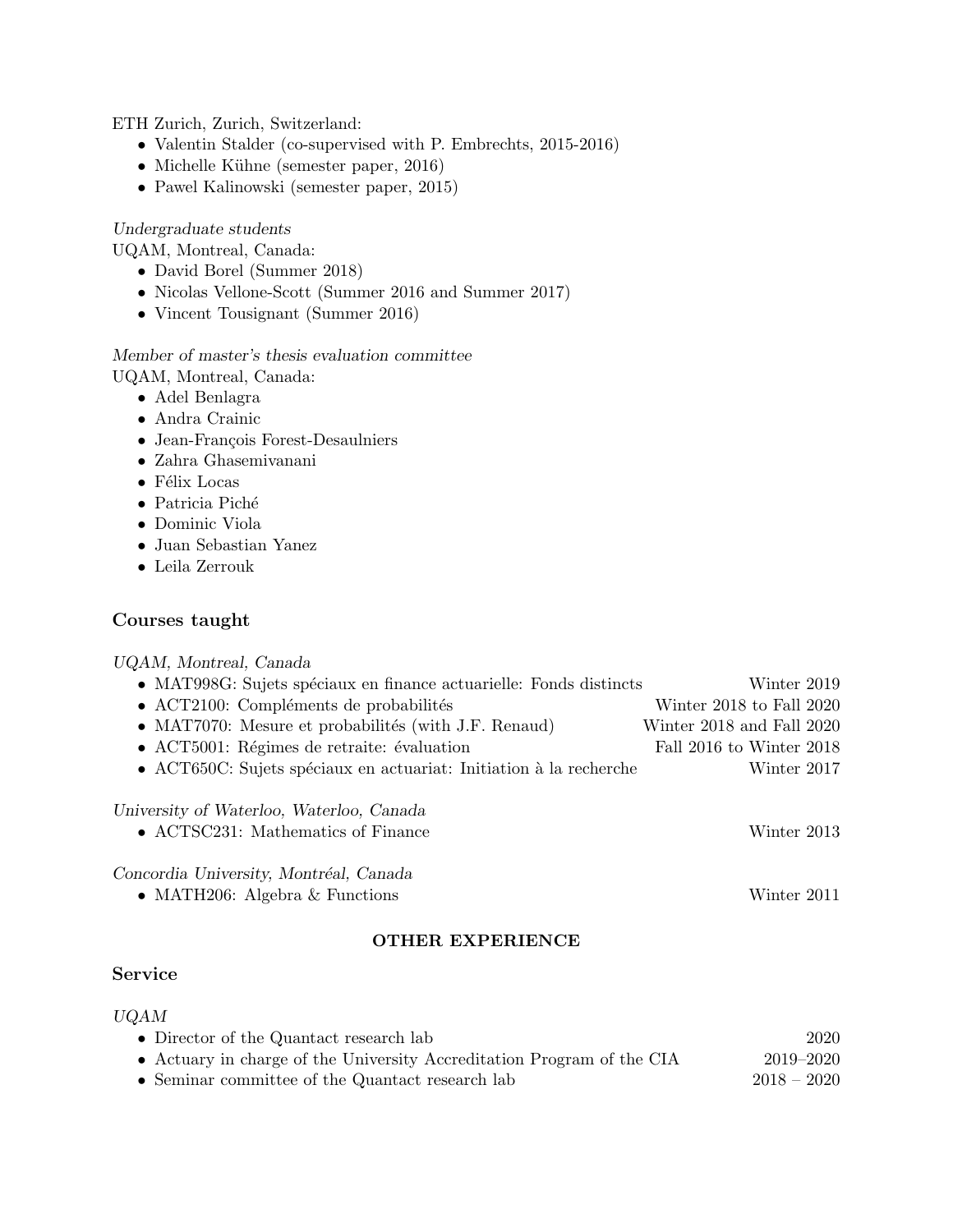ETH Zurich, Zurich, Switzerland:

- Valentin Stalder (co-supervised with P. Embrechts, 2015-2016)
- Michelle Kühne (semester paper, 2016)
- Pawel Kalinowski (semester paper, 2015)

*Undergraduate students*

UQAM, Montreal, Canada:

- David Borel (Summer 2018)
- Nicolas Vellone-Scott (Summer 2016 and Summer 2017)
- Vincent Tousignant (Summer 2016)

*Member of master's thesis evaluation committee*

UQAM, Montreal, Canada:

- Adel Benlagra
- Andra Crainic
- Jean-François Forest-Desaulniers
- Zahra Ghasemivanani
- Félix Locas
- Patricia Piché
- Dominic Viola
- Juan Sebastian Yanez
- Leila Zerrouk

### Courses taught

*UQAM, Montreal, Canada*

- MAT998G: Sujets spéciaux en finance actuarielle: Fonds distincts — Winter 2019
- ACT2100: Compléments de probabilités — Winter 2018 to Fall 2020
- MAT7070: Mesure et probabilités (with J.F. Renaud) — Winter 2018 and Fall 2020
- ACT5001: Régimes de retraite: évaluation — Fall 2016 to Winter 2018
- ACT650C: Sujets spéciaux en actuariat: Initiation à la recherche — Winter 2017

*University of Waterloo, Waterloo, Canada*

- ACTSC231: Mathematics of Finance — Winter 2013

*Concordia University, Montréal, Canada*

- MATH206: Algebra & Functions — Winter 2011

## OTHER EXPERIENCE

### Service

*UQAM*

- Director of the Quantact research lab — 2020
- Actuary in charge of the University Accreditation Program of the CIA — 2019–2020
- Seminar committee of the Quantact research lab — 2018 – 2020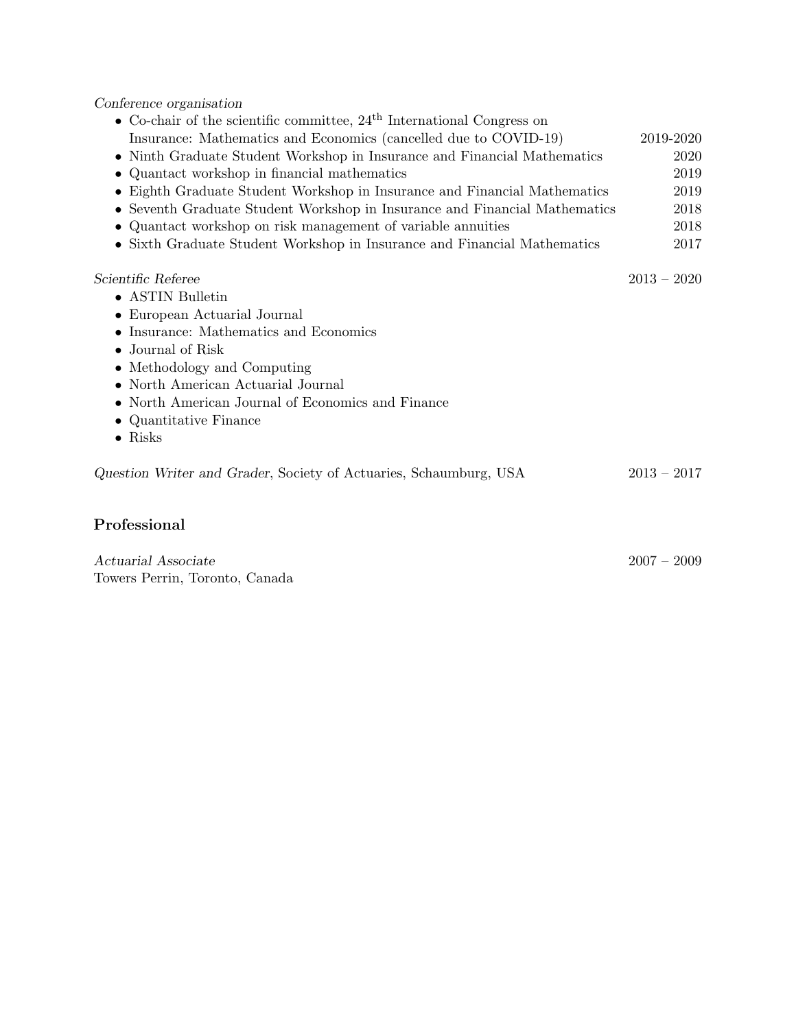*Conference organisation*

- Co-chair of the scientific committee, 24th International Congress on Insurance: Mathematics and Economics (cancelled due to COVID-19) — 2019-2020
- Ninth Graduate Student Workshop in Insurance and Financial Mathematics — 2020
- Quantact workshop in financial mathematics — 2019
- Eighth Graduate Student Workshop in Insurance and Financial Mathematics — 2019
- Seventh Graduate Student Workshop in Insurance and Financial Mathematics — 2018
- Quantact workshop on risk management of variable annuities — 2018
- Sixth Graduate Student Workshop in Insurance and Financial Mathematics — 2017

*Scientific Referee* — 2013 – 2020

- ASTIN Bulletin
- European Actuarial Journal
- Insurance: Mathematics and Economics
- Journal of Risk
- Methodology and Computing
- North American Actuarial Journal
- North American Journal of Economics and Finance
- Quantitative Finance
- Risks

*Question Writer and Grader*, Society of Actuaries, Schaumburg, USA — 2013 – 2017

## Professional

*Actuarial Associate* — 2007 – 2009
Towers Perrin, Toronto, Canada